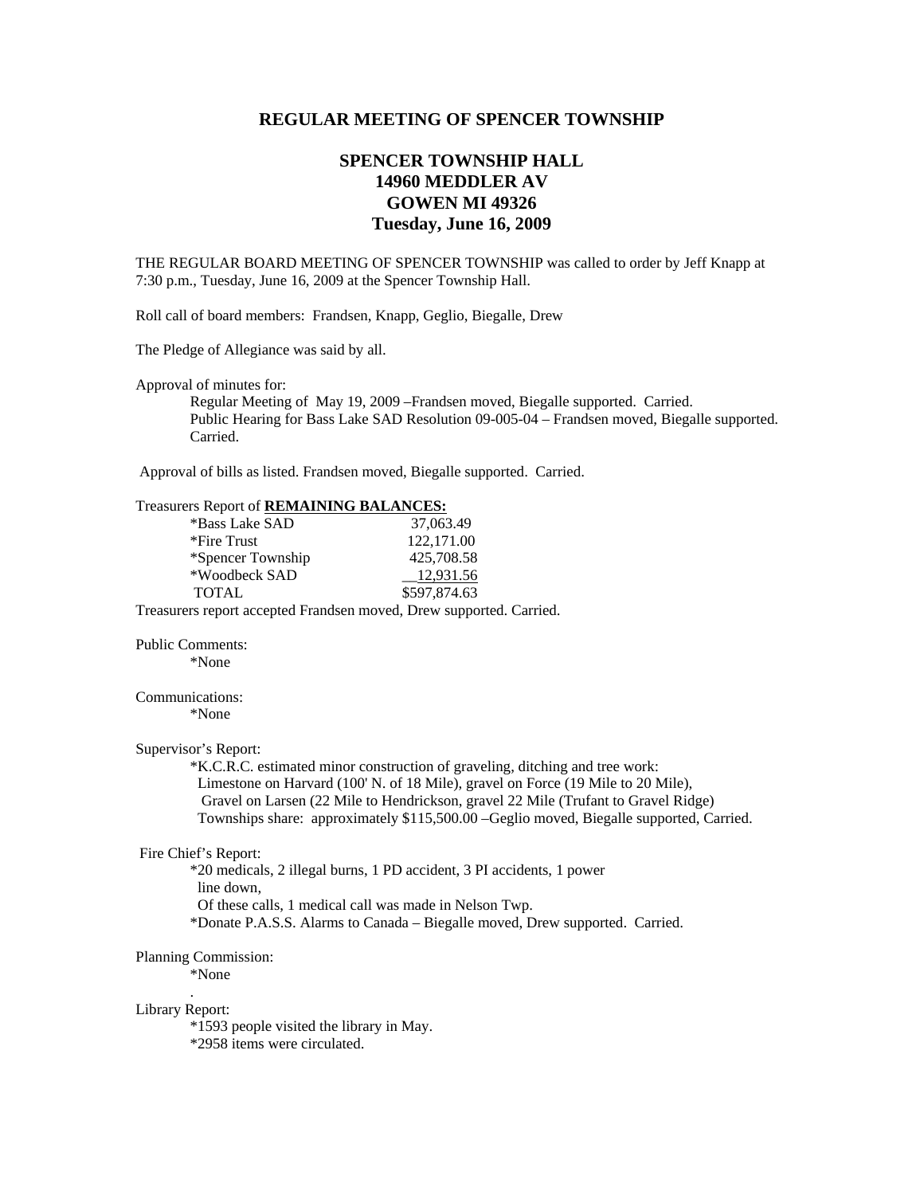# REGULAR MEETING OF SPENCER TOWNSHIP

## SPENCER TOWNSHIP HALL
## 14960 MEDDLER AV
## GOWEN MI 49326
## Tuesday, June 16, 2009

THE REGULAR BOARD MEETING OF SPENCER TOWNSHIP was called to order by Jeff Knapp at 7:30 p.m., Tuesday, June 16, 2009 at the Spencer Township Hall.

Roll call of board members: Frandsen, Knapp, Geglio, Biegalle, Drew

The Pledge of Allegiance was said by all.

Approval of minutes for:

Regular Meeting of May 19, 2009 –Frandsen moved, Biegalle supported. Carried.
Public Hearing for Bass Lake SAD Resolution 09-005-04 – Frandsen moved, Biegalle supported. Carried.

Approval of bills as listed. Frandsen moved, Biegalle supported. Carried.

Treasurers Report of **REMAINING BALANCES:**

| | |
|---|---|
| *Bass Lake SAD | 37,063.49 |
| *Fire Trust | 122,171.00 |
| *Spencer Township | 425,708.58 |
| *Woodbeck SAD | 12,931.56 |
| TOTAL | $597,874.63 |

Treasurers report accepted Frandsen moved, Drew supported. Carried.

Public Comments:

*None

Communications:

*None

Supervisor's Report:

*K.C.R.C. estimated minor construction of graveling, ditching and tree work:
Limestone on Harvard (100' N. of 18 Mile), gravel on Force (19 Mile to 20 Mile),
Gravel on Larsen (22 Mile to Hendrickson, gravel 22 Mile (Trufant to Gravel Ridge)
Townships share: approximately $115,500.00 –Geglio moved, Biegalle supported, Carried.

Fire Chief's Report:

*20 medicals, 2 illegal burns, 1 PD accident, 3 PI accidents, 1 power line down,
Of these calls, 1 medical call was made in Nelson Twp.
*Donate P.A.S.S. Alarms to Canada – Biegalle moved, Drew supported. Carried.

Planning Commission:

*None

Library Report:

*1593 people visited the library in May.
*2958 items were circulated.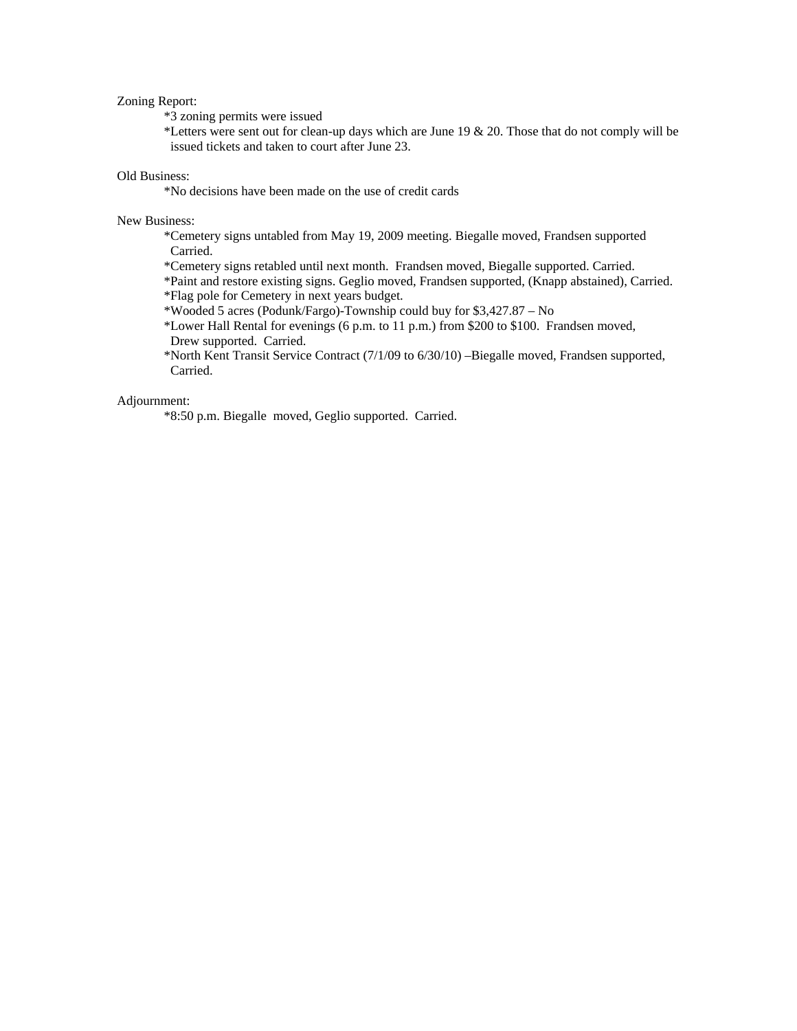Zoning Report:

*3 zoning permits were issued

*Letters were sent out for clean-up days which are June 19 & 20. Those that do not comply will be issued tickets and taken to court after June 23.

Old Business:

*No decisions have been made on the use of credit cards

New Business:

*Cemetery signs untabled from May 19, 2009 meeting. Biegalle moved, Frandsen supported Carried.

*Cemetery signs retabled until next month. Frandsen moved, Biegalle supported. Carried.

*Paint and restore existing signs. Geglio moved, Frandsen supported, (Knapp abstained), Carried.

*Flag pole for Cemetery in next years budget.

*Wooded 5 acres (Podunk/Fargo)-Township could buy for $3,427.87 – No

*Lower Hall Rental for evenings (6 p.m. to 11 p.m.) from $200 to $100. Frandsen moved, Drew supported. Carried.

*North Kent Transit Service Contract (7/1/09 to 6/30/10) –Biegalle moved, Frandsen supported, Carried.

Adjournment:

*8:50 p.m. Biegalle moved, Geglio supported. Carried.